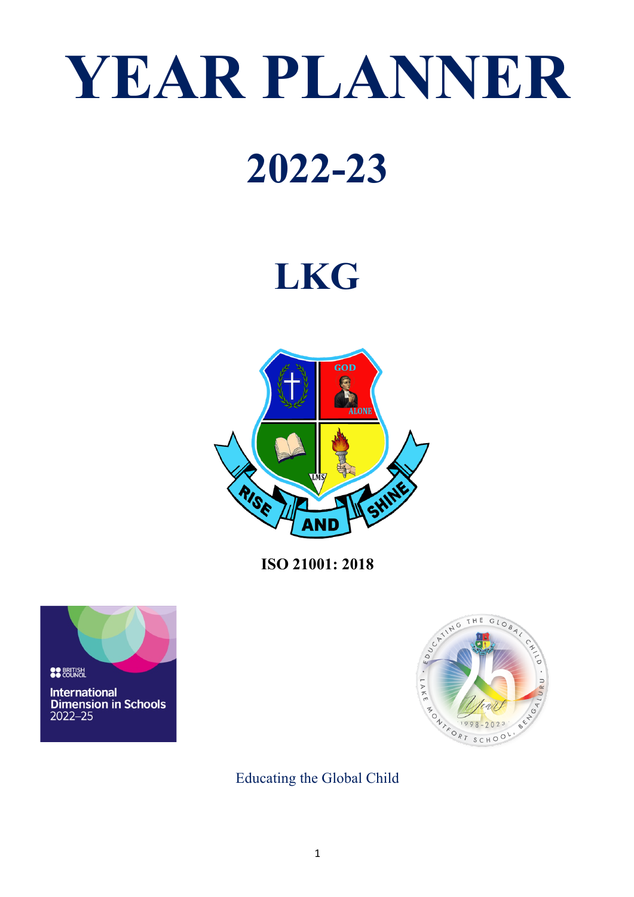# YEAR PLANNER

# 2022-23

# LKG

**ISO 21001: 2018**

Educating the Global Child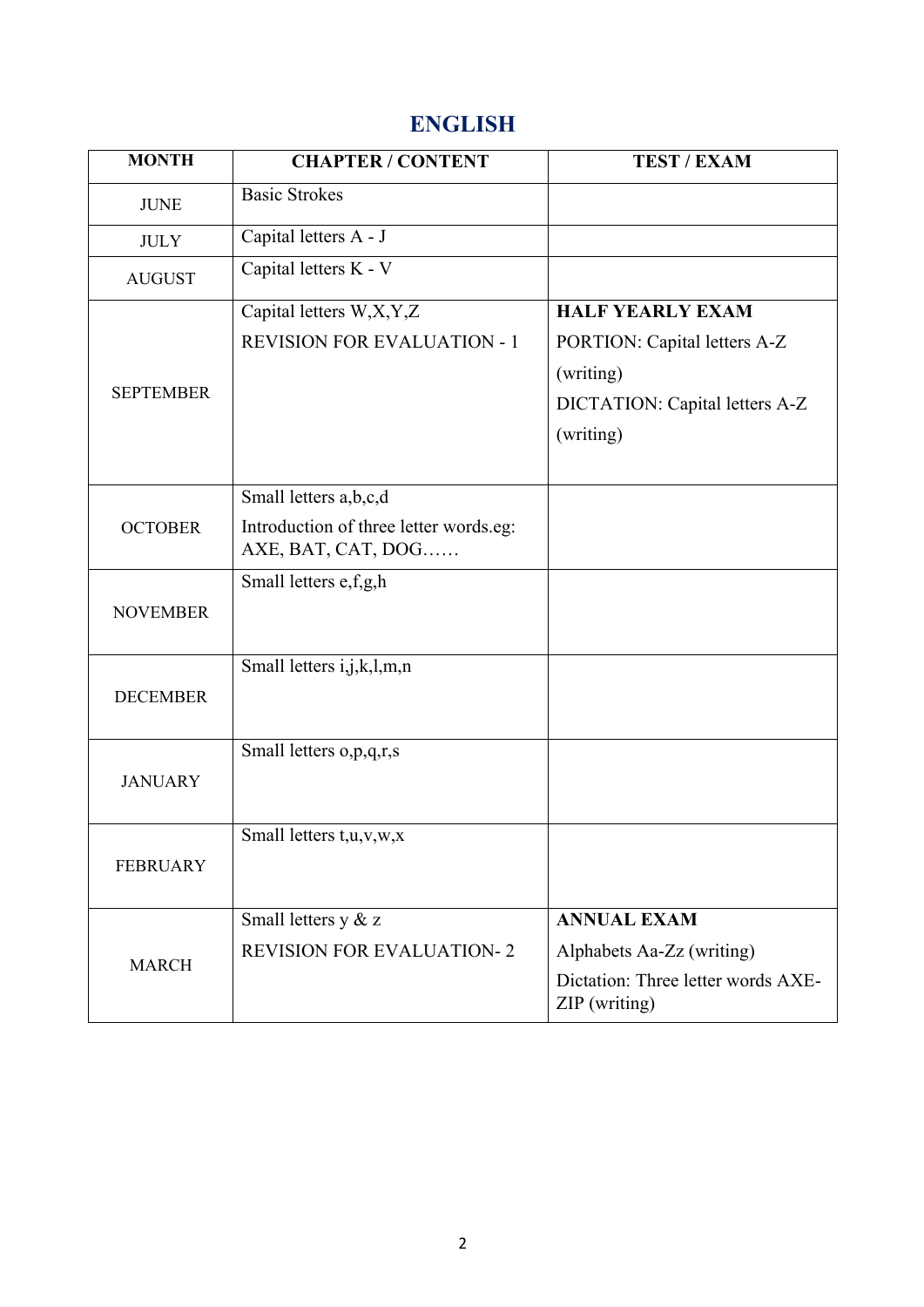## ENGLISH

| MONTH | CHAPTER / CONTENT | TEST / EXAM |
|---|---|---|
| JUNE | Basic Strokes | |
| JULY | Capital letters A - J | |
| AUGUST | Capital letters K - V | |
| SEPTEMBER | Capital letters W,X,Y,Z<br>REVISION FOR EVALUATION - 1 | **HALF YEARLY EXAM**<br>PORTION: Capital letters A-Z (writing)<br>DICTATION: Capital letters A-Z (writing) |
| OCTOBER | Small letters a,b,c,d<br>Introduction of three letter words.eg: AXE, BAT, CAT, DOG…… | |
| NOVEMBER | Small letters e,f,g,h | |
| DECEMBER | Small letters i,j,k,l,m,n | |
| JANUARY | Small letters o,p,q,r,s | |
| FEBRUARY | Small letters t,u,v,w,x | |
| MARCH | Small letters y & z<br>REVISION FOR EVALUATION- 2 | **ANNUAL EXAM**<br>Alphabets Aa-Zz (writing)<br>Dictation: Three letter words AXE-ZIP (writing) |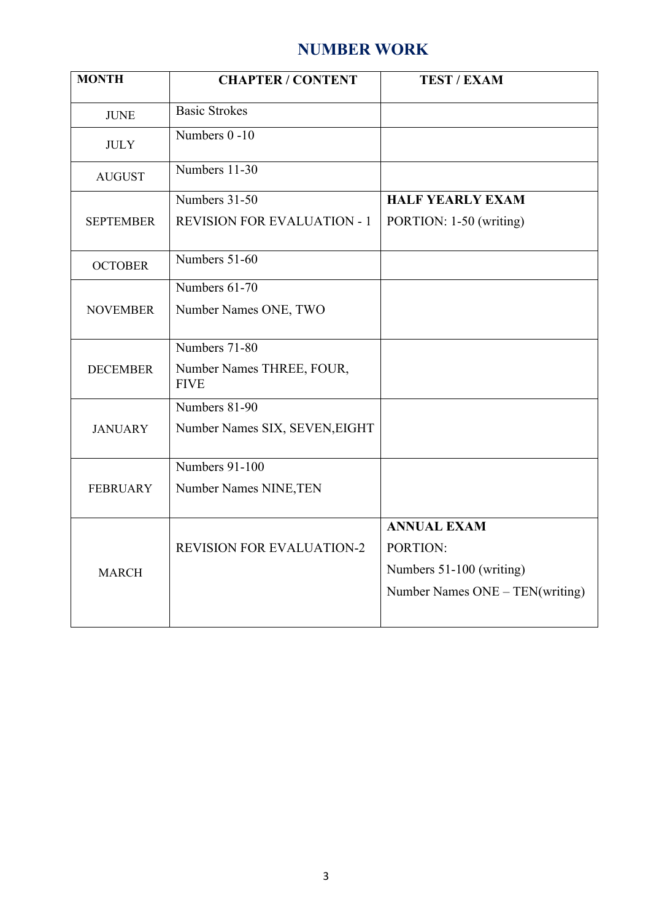# NUMBER WORK

| MONTH | CHAPTER / CONTENT | TEST / EXAM |
|---|---|---|
| JUNE | Basic Strokes | |
| JULY | Numbers 0 -10 | |
| AUGUST | Numbers 11-30 | |
| SEPTEMBER | Numbers 31-50<br>REVISION FOR EVALUATION - 1 | **HALF YEARLY EXAM**<br>PORTION: 1-50 (writing) |
| OCTOBER | Numbers 51-60 | |
| NOVEMBER | Numbers 61-70<br>Number Names ONE, TWO | |
| DECEMBER | Numbers 71-80<br>Number Names THREE, FOUR, FIVE | |
| JANUARY | Numbers 81-90<br>Number Names SIX, SEVEN,EIGHT | |
| FEBRUARY | Numbers 91-100<br>Number Names NINE,TEN | |
| MARCH | REVISION FOR EVALUATION-2 | **ANNUAL EXAM**<br>PORTION:<br>Numbers 51-100 (writing)<br>Number Names ONE – TEN(writing) |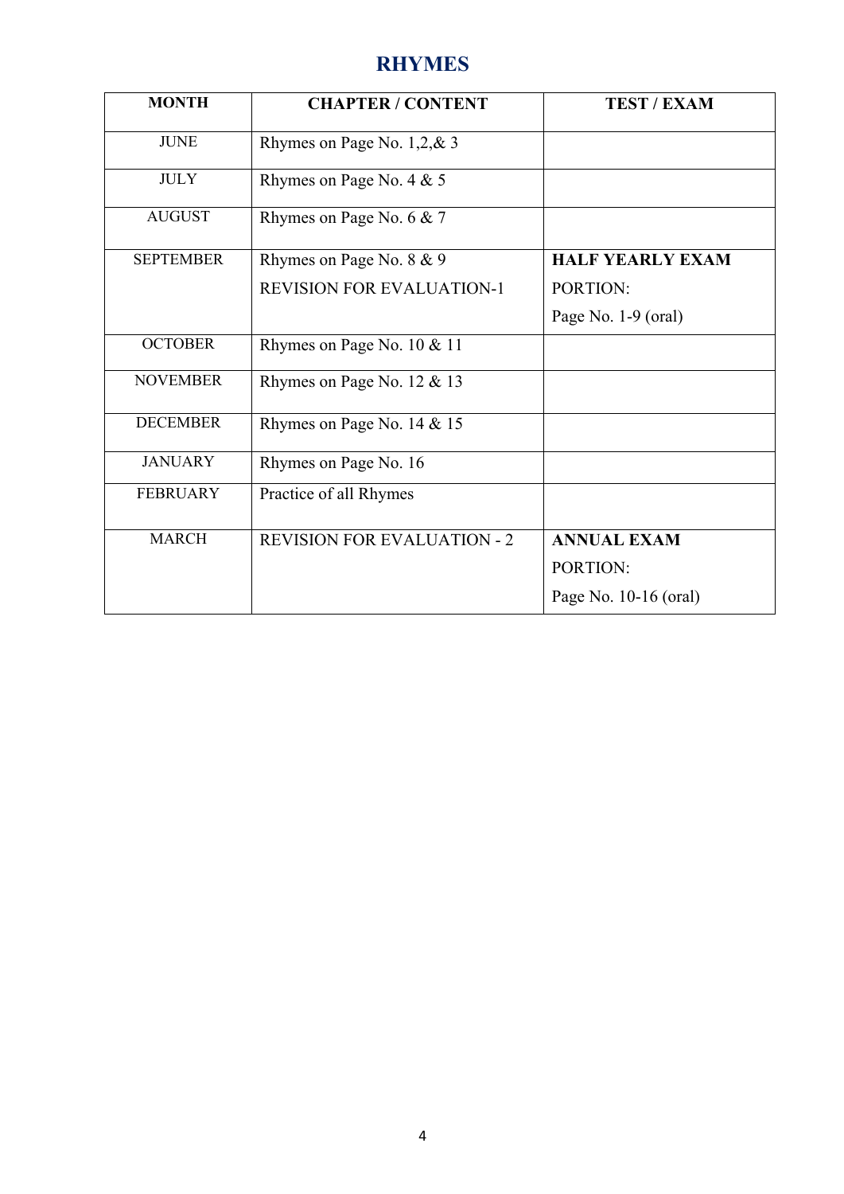# RHYMES

| MONTH | CHAPTER / CONTENT | TEST / EXAM |
|---|---|---|
| JUNE | Rhymes on Page No. 1,2,& 3 | |
| JULY | Rhymes on Page No. 4 & 5 | |
| AUGUST | Rhymes on Page No. 6 & 7 | |
| SEPTEMBER | Rhymes on Page No. 8 & 9<br>REVISION FOR EVALUATION-1 | **HALF YEARLY EXAM**<br>PORTION:<br>Page No. 1-9 (oral) |
| OCTOBER | Rhymes on Page No. 10 & 11 | |
| NOVEMBER | Rhymes on Page No. 12 & 13 | |
| DECEMBER | Rhymes on Page No. 14 & 15 | |
| JANUARY | Rhymes on Page No. 16 | |
| FEBRUARY | Practice of all Rhymes | |
| MARCH | REVISION FOR EVALUATION - 2 | **ANNUAL EXAM**<br>PORTION:<br>Page No. 10-16 (oral) |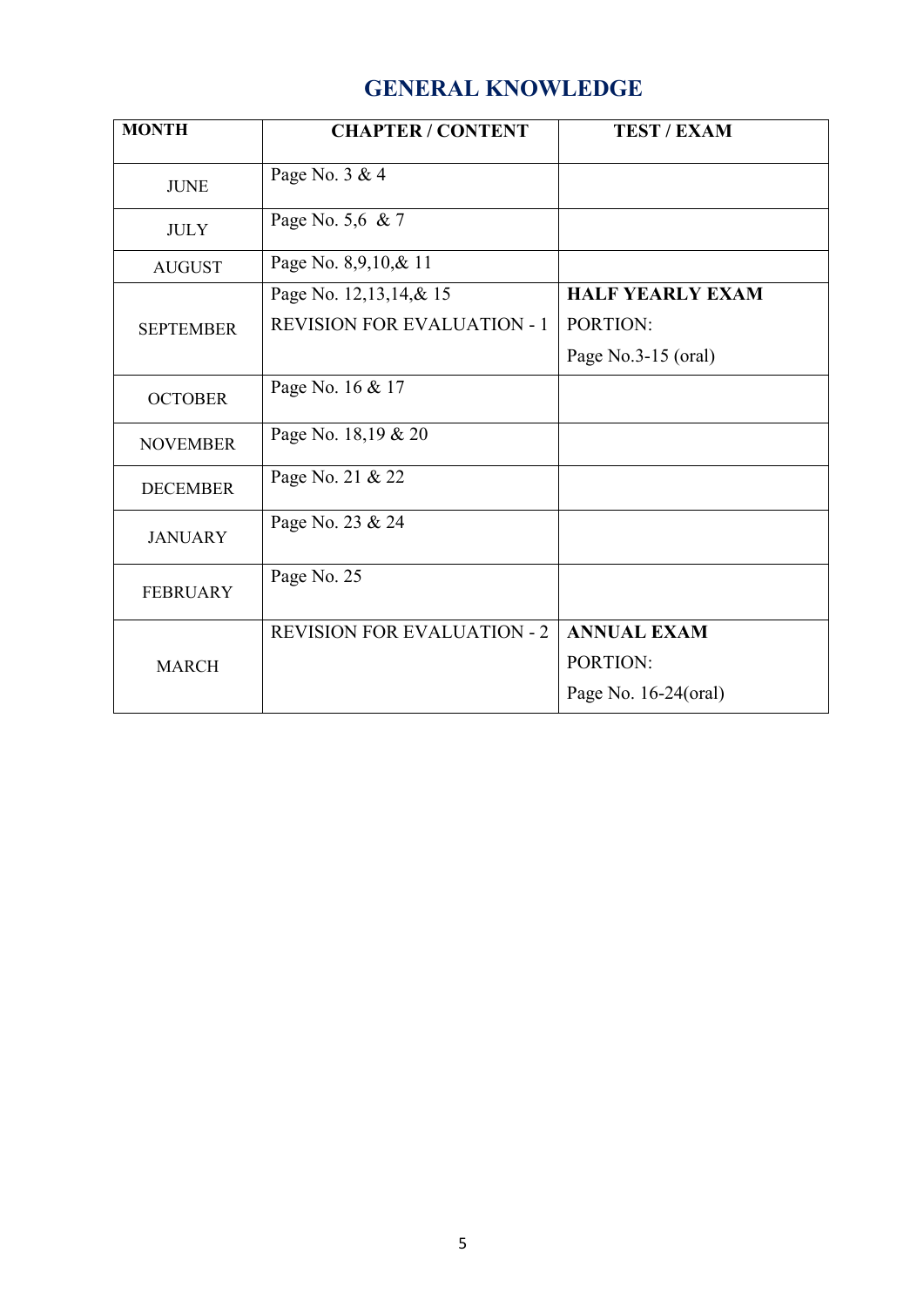# GENERAL KNOWLEDGE

| MONTH | CHAPTER / CONTENT | TEST / EXAM |
|---|---|---|
| JUNE | Page No. 3 & 4 | |
| JULY | Page No. 5,6 & 7 | |
| AUGUST | Page No. 8,9,10,& 11 | |
| SEPTEMBER | Page No. 12,13,14,& 15<br>REVISION FOR EVALUATION - 1 | **HALF YEARLY EXAM**<br>PORTION:<br>Page No.3-15 (oral) |
| OCTOBER | Page No. 16 & 17 | |
| NOVEMBER | Page No. 18,19 & 20 | |
| DECEMBER | Page No. 21 & 22 | |
| JANUARY | Page No. 23 & 24 | |
| FEBRUARY | Page No. 25 | |
| MARCH | REVISION FOR EVALUATION - 2 | **ANNUAL EXAM**<br>PORTION:<br>Page No. 16-24(oral) |